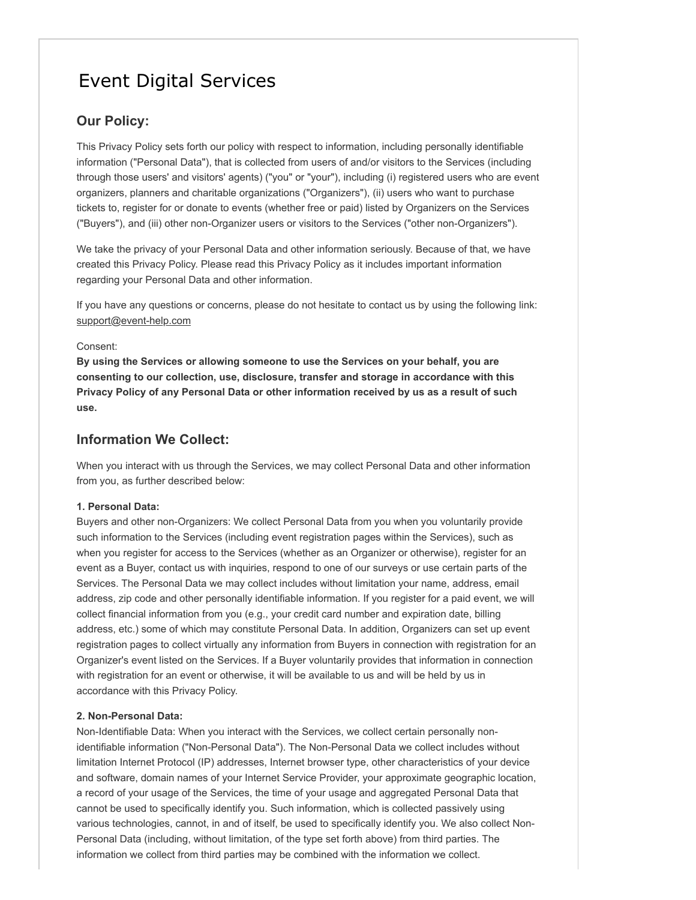# Event Digital Services

## Our Policy:

This Privacy Policy sets forth our policy with respect to information, including personally identifiable information ("Personal Data"), that is collected from users of and/or visitors to the Services (including through those users' and visitors' agents) ("you" or "your"), including (i) registered users who are event organizers, planners and charitable organizations ("Organizers"), (ii) users who want to purchase tickets to, register for or donate to events (whether free or paid) listed by Organizers on the Services ("Buyers"), and (iii) other non-Organizer users or visitors to the Services ("other non-Organizers").

We take the privacy of your Personal Data and other information seriously. Because of that, we have created this Privacy Policy. Please read this Privacy Policy as it includes important information regarding your Personal Data and other information.

If you have any questions or concerns, please do not hesitate to contact us by using the following link: support@event-help.com

Consent:

**By using the Services or allowing someone to use the Services on your behalf, you are consenting to our collection, use, disclosure, transfer and storage in accordance with this Privacy Policy of any Personal Data or other information received by us as a result of such use.**

## Information We Collect:

When you interact with us through the Services, we may collect Personal Data and other information from you, as further described below:

**1. Personal Data:**

Buyers and other non-Organizers: We collect Personal Data from you when you voluntarily provide such information to the Services (including event registration pages within the Services), such as when you register for access to the Services (whether as an Organizer or otherwise), register for an event as a Buyer, contact us with inquiries, respond to one of our surveys or use certain parts of the Services. The Personal Data we may collect includes without limitation your name, address, email address, zip code and other personally identifiable information. If you register for a paid event, we will collect financial information from you (e.g., your credit card number and expiration date, billing address, etc.) some of which may constitute Personal Data. In addition, Organizers can set up event registration pages to collect virtually any information from Buyers in connection with registration for an Organizer's event listed on the Services. If a Buyer voluntarily provides that information in connection with registration for an event or otherwise, it will be available to us and will be held by us in accordance with this Privacy Policy.

**2. Non-Personal Data:**

Non-Identifiable Data: When you interact with the Services, we collect certain personally non-identifiable information ("Non-Personal Data"). The Non-Personal Data we collect includes without limitation Internet Protocol (IP) addresses, Internet browser type, other characteristics of your device and software, domain names of your Internet Service Provider, your approximate geographic location, a record of your usage of the Services, the time of your usage and aggregated Personal Data that cannot be used to specifically identify you. Such information, which is collected passively using various technologies, cannot, in and of itself, be used to specifically identify you. We also collect Non-Personal Data (including, without limitation, of the type set forth above) from third parties. The information we collect from third parties may be combined with the information we collect.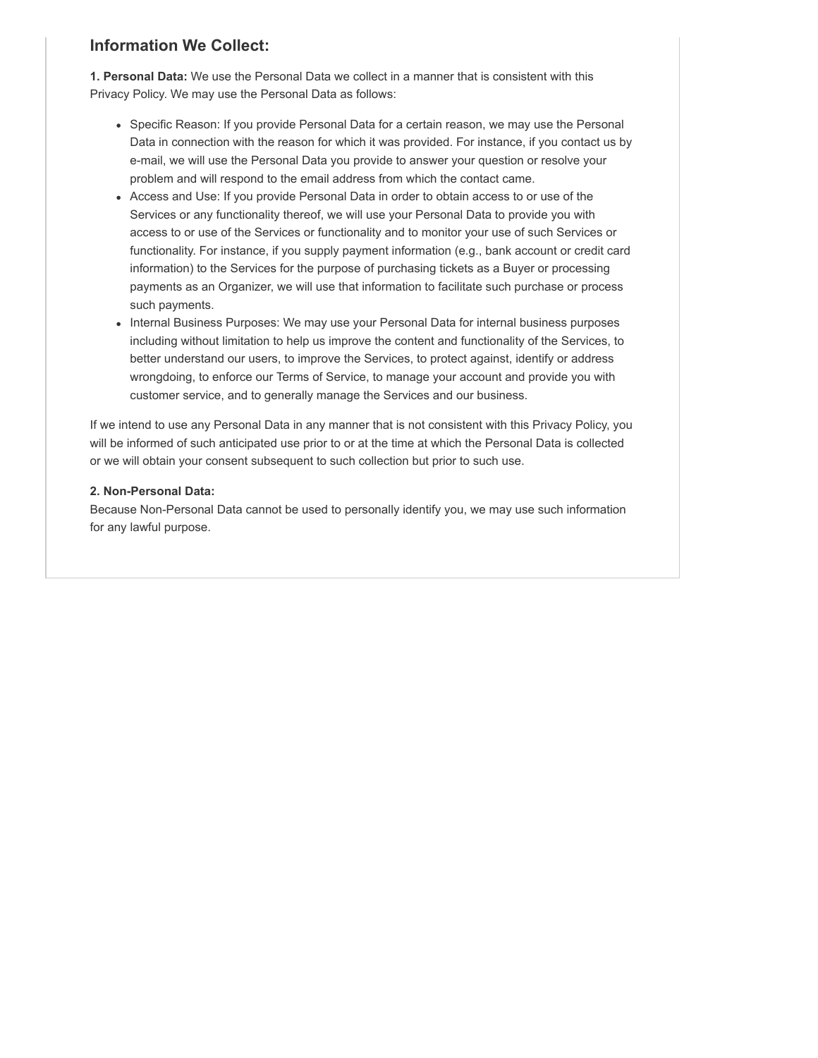## Information We Collect:

**1. Personal Data:** We use the Personal Data we collect in a manner that is consistent with this Privacy Policy. We may use the Personal Data as follows:

- Specific Reason: If you provide Personal Data for a certain reason, we may use the Personal Data in connection with the reason for which it was provided. For instance, if you contact us by e-mail, we will use the Personal Data you provide to answer your question or resolve your problem and will respond to the email address from which the contact came.
- Access and Use: If you provide Personal Data in order to obtain access to or use of the Services or any functionality thereof, we will use your Personal Data to provide you with access to or use of the Services or functionality and to monitor your use of such Services or functionality. For instance, if you supply payment information (e.g., bank account or credit card information) to the Services for the purpose of purchasing tickets as a Buyer or processing payments as an Organizer, we will use that information to facilitate such purchase or process such payments.
- Internal Business Purposes: We may use your Personal Data for internal business purposes including without limitation to help us improve the content and functionality of the Services, to better understand our users, to improve the Services, to protect against, identify or address wrongdoing, to enforce our Terms of Service, to manage your account and provide you with customer service, and to generally manage the Services and our business.

If we intend to use any Personal Data in any manner that is not consistent with this Privacy Policy, you will be informed of such anticipated use prior to or at the time at which the Personal Data is collected or we will obtain your consent subsequent to such collection but prior to such use.

**2. Non-Personal Data:**
Because Non-Personal Data cannot be used to personally identify you, we may use such information for any lawful purpose.